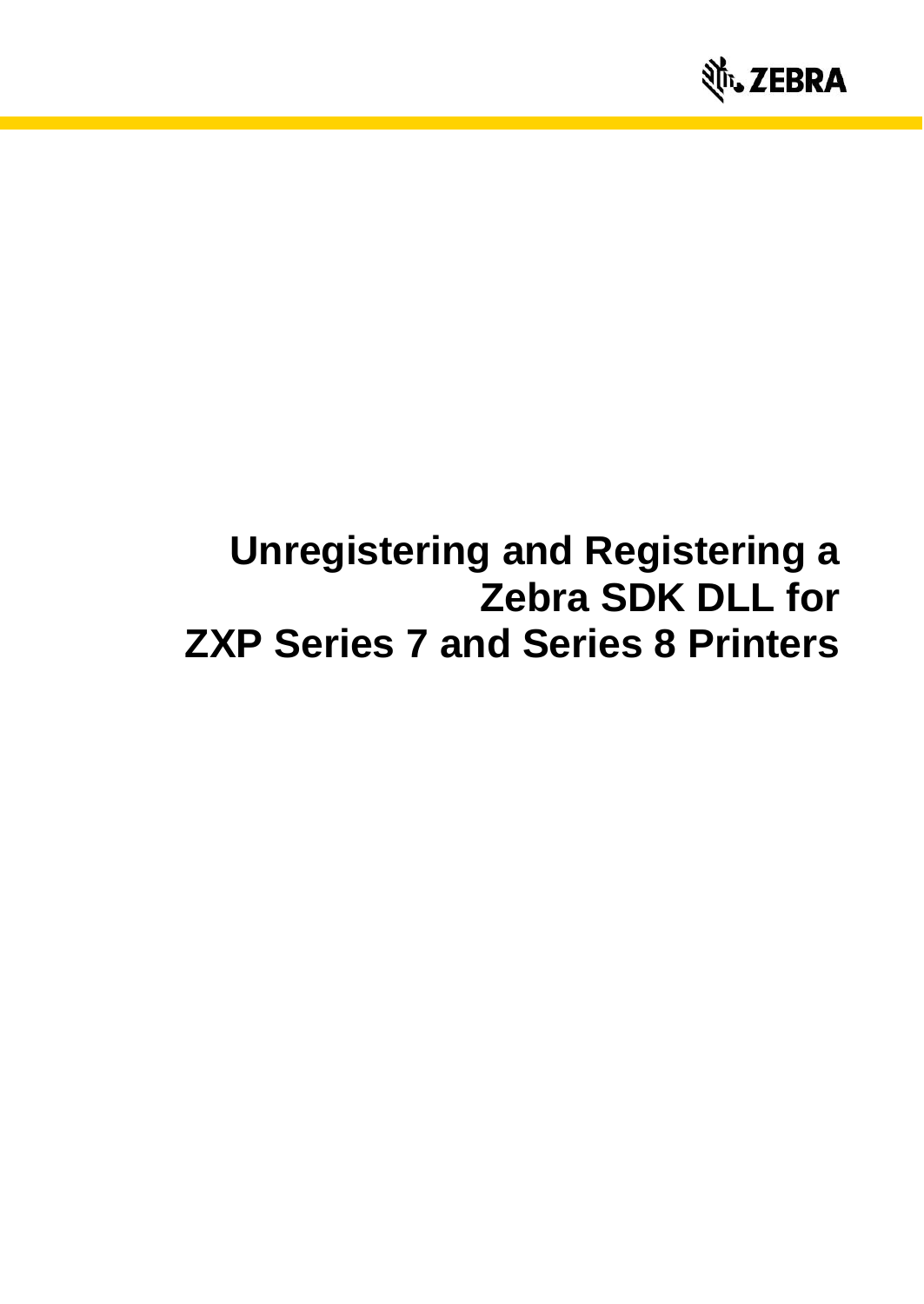# Unregistering and Registering a Zebra SDK DLL for ZXP Series 7 and Series 8 Printers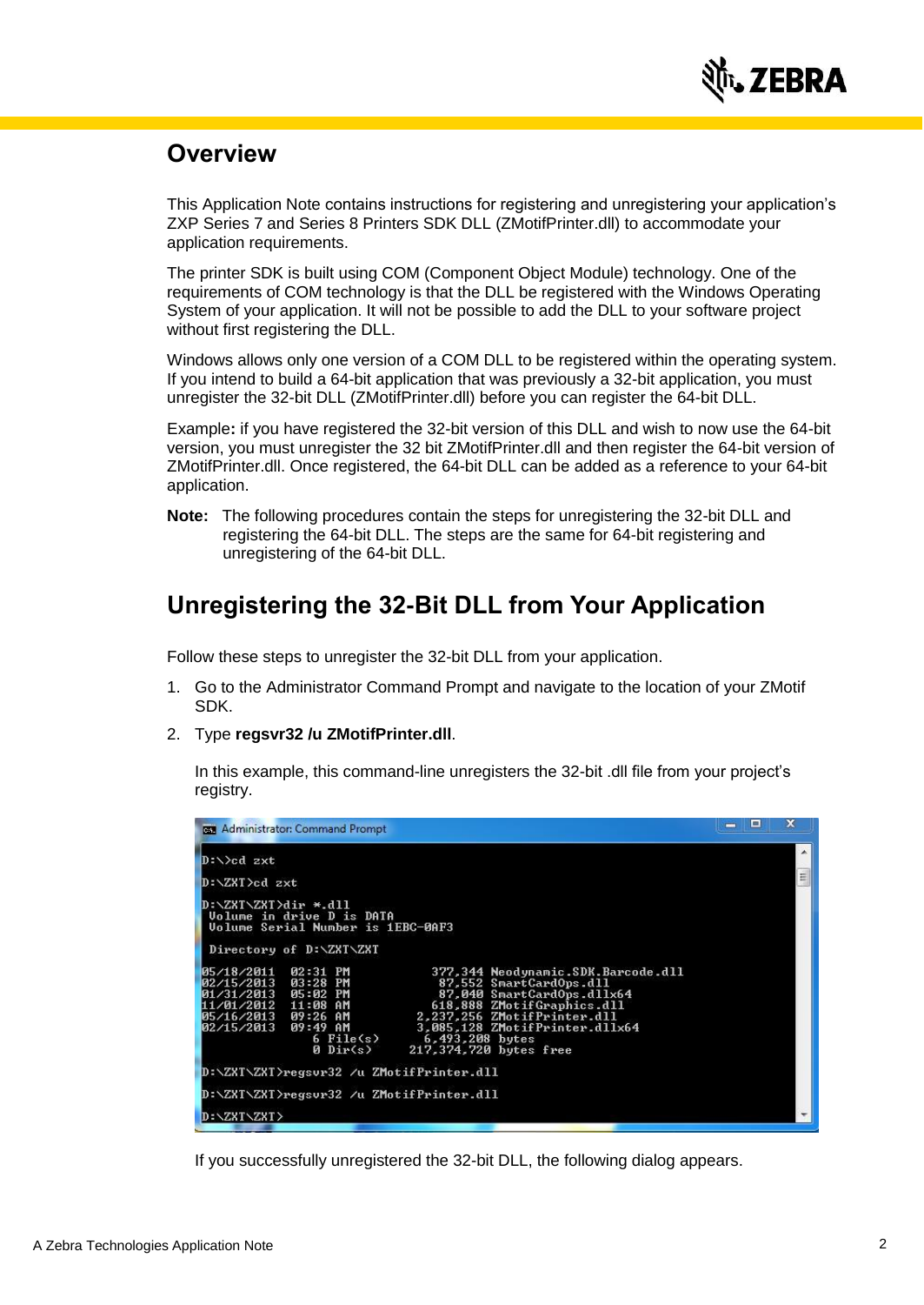## Overview

This Application Note contains instructions for registering and unregistering your application's ZXP Series 7 and Series 8 Printers SDK DLL (ZMotifPrinter.dll) to accommodate your application requirements.

The printer SDK is built using COM (Component Object Module) technology. One of the requirements of COM technology is that the DLL be registered with the Windows Operating System of your application. It will not be possible to add the DLL to your software project without first registering the DLL.

Windows allows only one version of a COM DLL to be registered within the operating system. If you intend to build a 64-bit application that was previously a 32-bit application, you must unregister the 32-bit DLL (ZMotifPrinter.dll) before you can register the 64-bit DLL.

Example**:** if you have registered the 32-bit version of this DLL and wish to now use the 64-bit version, you must unregister the 32 bit ZMotifPrinter.dll and then register the 64-bit version of ZMotifPrinter.dll. Once registered, the 64-bit DLL can be added as a reference to your 64-bit application.

**Note:** The following procedures contain the steps for unregistering the 32-bit DLL and registering the 64-bit DLL. The steps are the same for 64-bit registering and unregistering of the 64-bit DLL.

## Unregistering the 32-Bit DLL from Your Application

Follow these steps to unregister the 32-bit DLL from your application.

1. Go to the Administrator Command Prompt and navigate to the location of your ZMotif SDK.
2. Type **regsvr32 /u ZMotifPrinter.dll**.

   In this example, this command-line unregisters the 32-bit .dll file from your project's registry.

```
Administrator: Command Prompt

D:\>cd zxt

D:\ZXT>cd zxt

D:\ZXT\ZXT>dir *.dll
 Volume in drive D is DATA
 Volume Serial Number is 1EBC-0AF3

 Directory of D:\ZXT\ZXT

05/18/2011  02:31 PM           377,344 Neodynamic.SDK.Barcode.dll
02/15/2013  03:28 PM            87,552 SmartCardOps.dll
01/31/2013  05:02 PM            87,040 SmartCardOps.dllx64
11/01/2012  11:08 AM           618,888 ZMotifGraphics.dll
05/16/2013  09:26 AM         2,237,256 ZMotifPrinter.dll
02/15/2013  09:49 AM         3,085,128 ZMotifPrinter.dllx64
               6 File(s)      6,493,208 bytes
               0 Dir(s)     217,374,720 bytes free

D:\ZXT\ZXT>regsvr32 /u ZMotifPrinter.dll

D:\ZXT\ZXT>regsvr32 /u ZMotifPrinter.dll

D:\ZXT\ZXT>
```

   If you successfully unregistered the 32-bit DLL, the following dialog appears.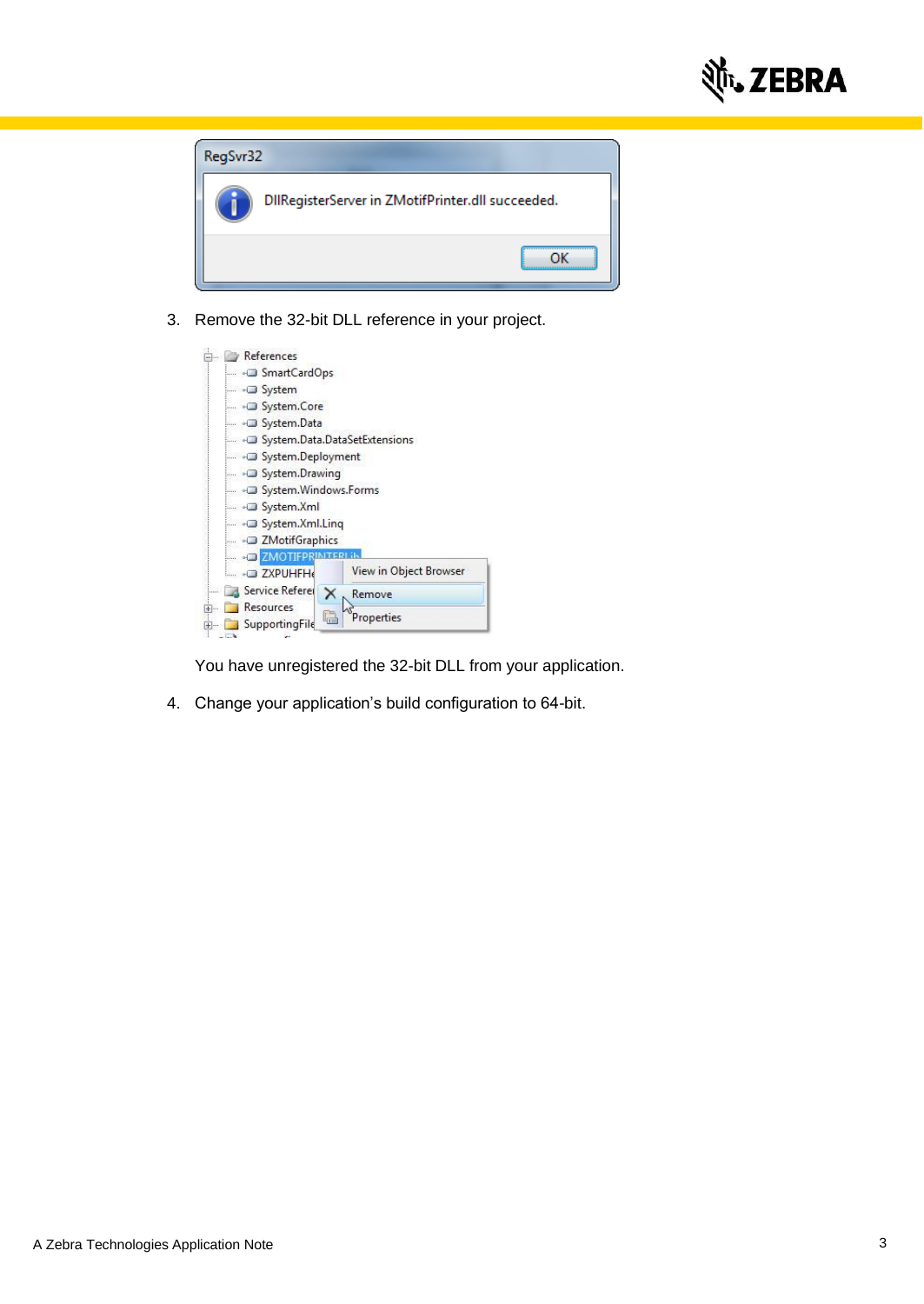3. Remove the 32-bit DLL reference in your project.

You have unregistered the 32-bit DLL from your application.

4. Change your application's build configuration to 64-bit.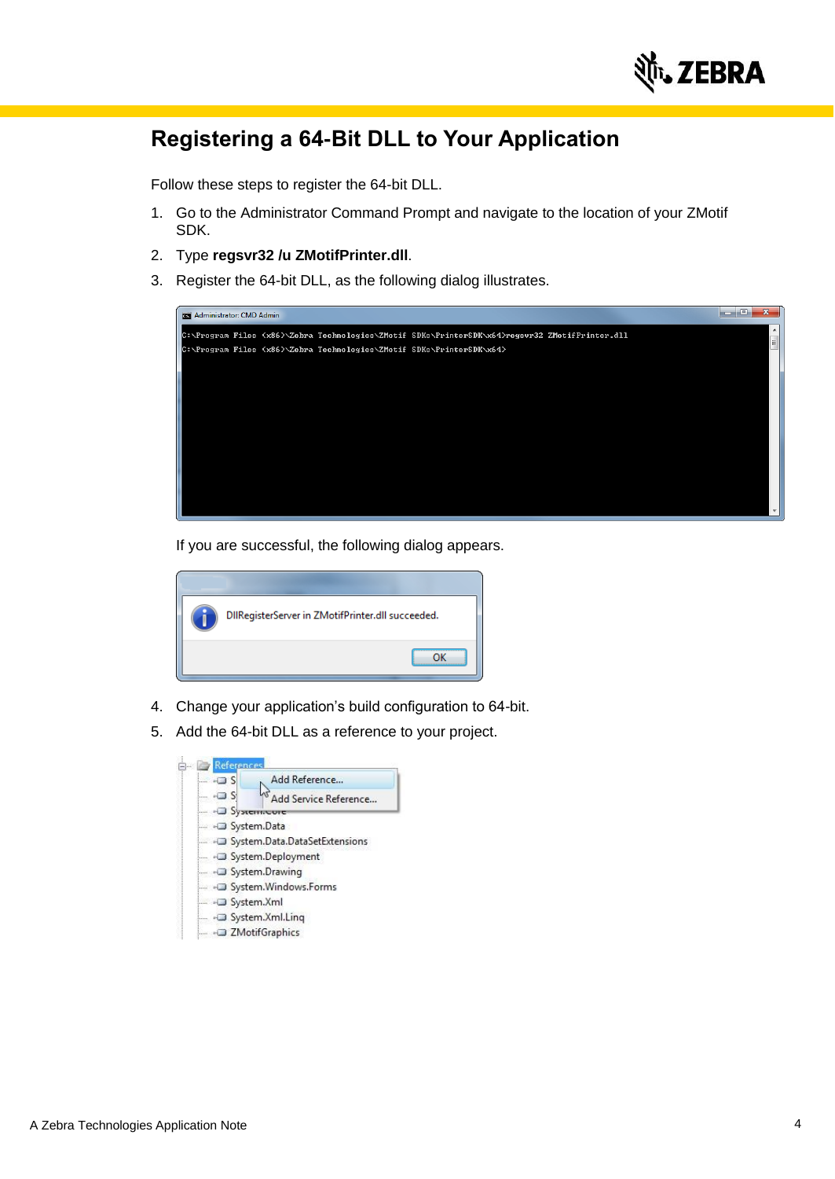# Registering a 64-Bit DLL to Your Application

Follow these steps to register the 64-bit DLL.

1. Go to the Administrator Command Prompt and navigate to the location of your ZMotif SDK.
2. Type **regsvr32 /u ZMotifPrinter.dll**.
3. Register the 64-bit DLL, as the following dialog illustrates.

```
C:\Program Files (x86)\Zebra Technologies\ZMotif SDKs\PrinterSDK\x64>regsvr32 ZMotifPrinter.dll
C:\Program Files (x86)\Zebra Technologies\ZMotif SDKs\PrinterSDK\x64>
```

   If you are successful, the following dialog appears.

   DllRegisterServer in ZMotifPrinter.dll succeeded.

4. Change your application's build configuration to 64-bit.
5. Add the 64-bit DLL as a reference to your project.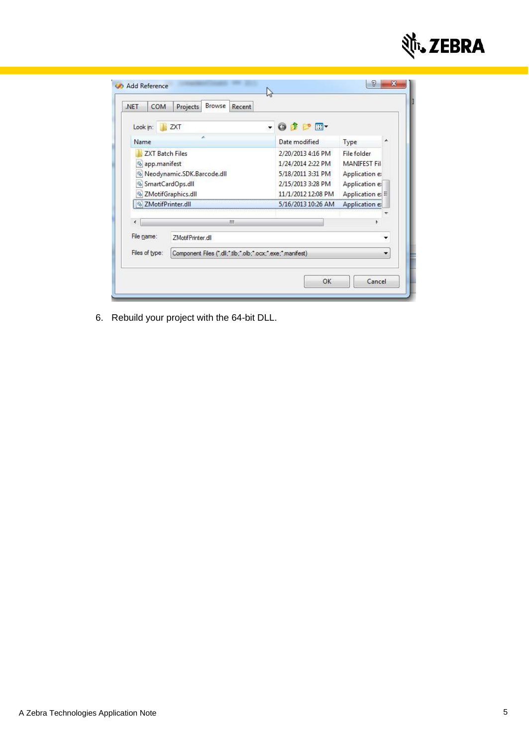6. Rebuild your project with the 64-bit DLL.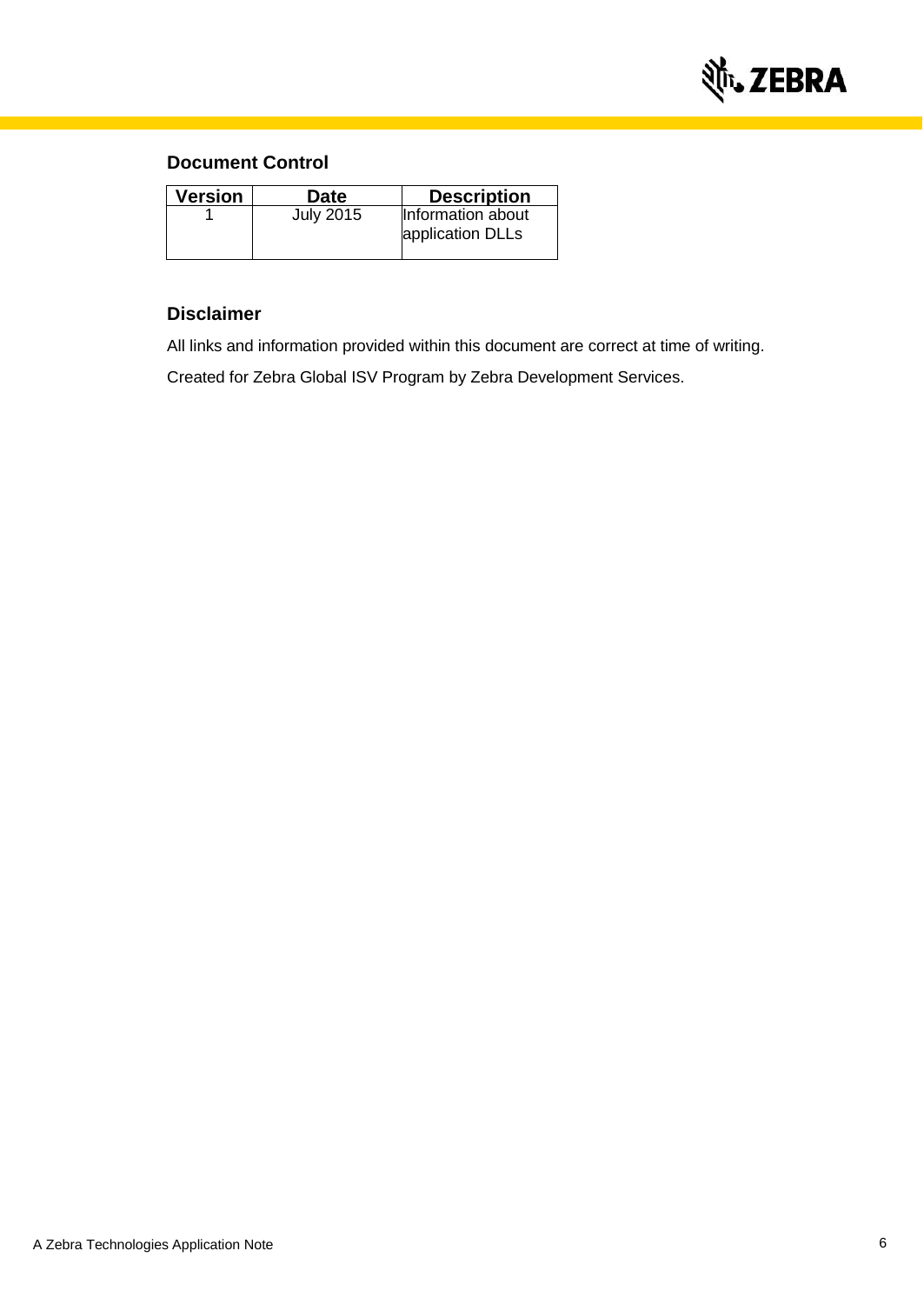## Document Control

| Version | Date | Description |
|---|---|---|
| 1 | July 2015 | Information about application DLLs |

## Disclaimer

All links and information provided within this document are correct at time of writing.

Created for Zebra Global ISV Program by Zebra Development Services.